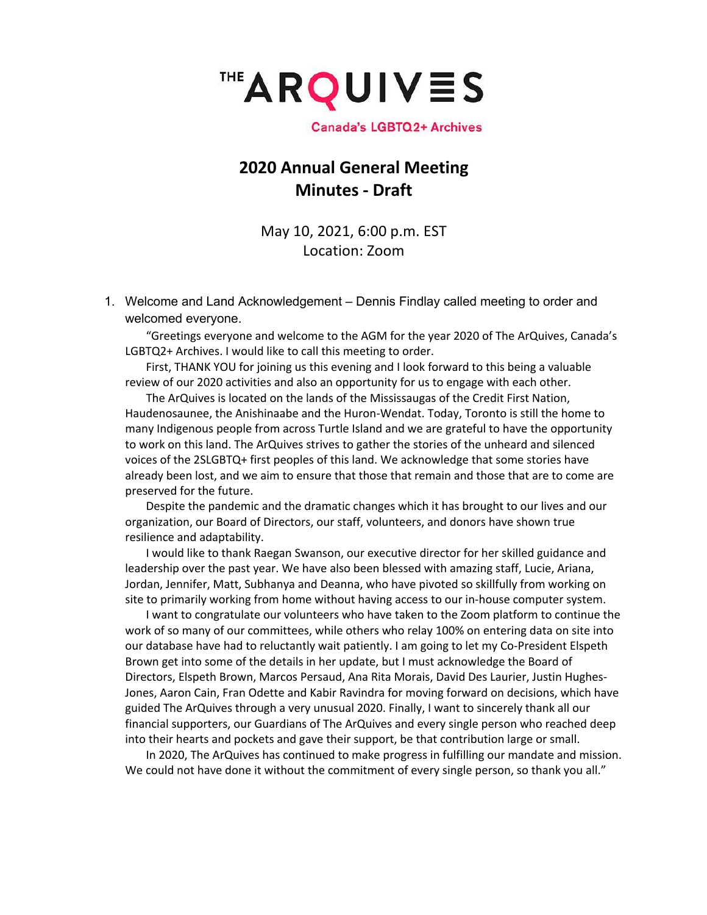THE ARQUIVES

Canada's LGBTQ2+ Archives

# 2020 Annual General Meeting
# Minutes - Draft

May 10, 2021, 6:00 p.m. EST
Location: Zoom

1. Welcome and Land Acknowledgement – Dennis Findlay called meeting to order and welcomed everyone.

   "Greetings everyone and welcome to the AGM for the year 2020 of The ArQuives, Canada's LGBTQ2+ Archives. I would like to call this meeting to order.

   First, THANK YOU for joining us this evening and I look forward to this being a valuable review of our 2020 activities and also an opportunity for us to engage with each other.

   The ArQuives is located on the lands of the Mississaugas of the Credit First Nation, Haudenosaunee, the Anishinaabe and the Huron-Wendat. Today, Toronto is still the home to many Indigenous people from across Turtle Island and we are grateful to have the opportunity to work on this land. The ArQuives strives to gather the stories of the unheard and silenced voices of the 2SLGBTQ+ first peoples of this land. We acknowledge that some stories have already been lost, and we aim to ensure that those that remain and those that are to come are preserved for the future.

   Despite the pandemic and the dramatic changes which it has brought to our lives and our organization, our Board of Directors, our staff, volunteers, and donors have shown true resilience and adaptability.

   I would like to thank Raegan Swanson, our executive director for her skilled guidance and leadership over the past year. We have also been blessed with amazing staff, Lucie, Ariana, Jordan, Jennifer, Matt, Subhanya and Deanna, who have pivoted so skillfully from working on site to primarily working from home without having access to our in-house computer system.

   I want to congratulate our volunteers who have taken to the Zoom platform to continue the work of so many of our committees, while others who relay 100% on entering data on site into our database have had to reluctantly wait patiently. I am going to let my Co-President Elspeth Brown get into some of the details in her update, but I must acknowledge the Board of Directors, Elspeth Brown, Marcos Persaud, Ana Rita Morais, David Des Laurier, Justin Hughes-Jones, Aaron Cain, Fran Odette and Kabir Ravindra for moving forward on decisions, which have guided The ArQuives through a very unusual 2020. Finally, I want to sincerely thank all our financial supporters, our Guardians of The ArQuives and every single person who reached deep into their hearts and pockets and gave their support, be that contribution large or small.

   In 2020, The ArQuives has continued to make progress in fulfilling our mandate and mission. We could not have done it without the commitment of every single person, so thank you all."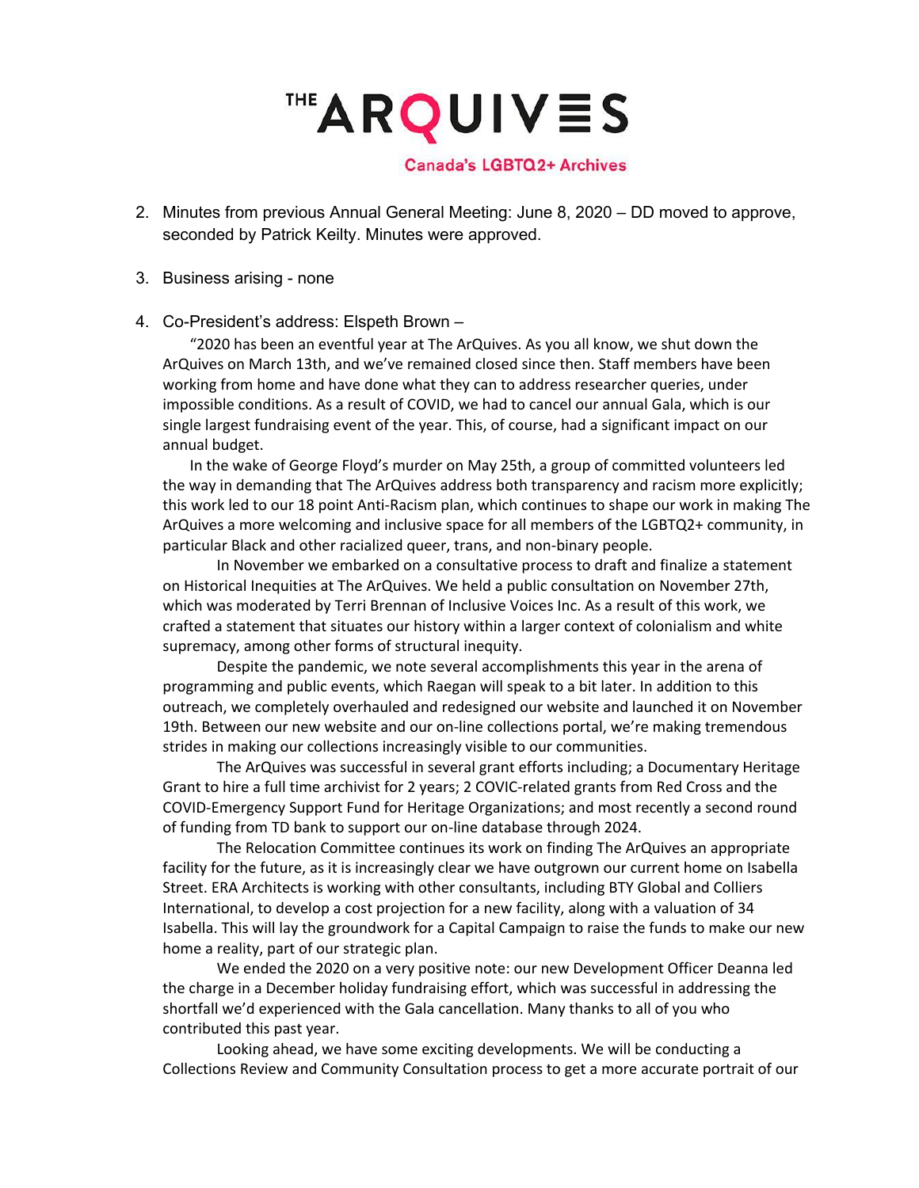2. Minutes from previous Annual General Meeting: June 8, 2020 – DD moved to approve, seconded by Patrick Keilty. Minutes were approved.

3. Business arising - none

4. Co-President's address: Elspeth Brown –

"2020 has been an eventful year at The ArQuives. As you all know, we shut down the ArQuives on March 13th, and we've remained closed since then. Staff members have been working from home and have done what they can to address researcher queries, under impossible conditions. As a result of COVID, we had to cancel our annual Gala, which is our single largest fundraising event of the year. This, of course, had a significant impact on our annual budget.

In the wake of George Floyd's murder on May 25th, a group of committed volunteers led the way in demanding that The ArQuives address both transparency and racism more explicitly; this work led to our 18 point Anti-Racism plan, which continues to shape our work in making The ArQuives a more welcoming and inclusive space for all members of the LGBTQ2+ community, in particular Black and other racialized queer, trans, and non-binary people.

In November we embarked on a consultative process to draft and finalize a statement on Historical Inequities at The ArQuives. We held a public consultation on November 27th, which was moderated by Terri Brennan of Inclusive Voices Inc. As a result of this work, we crafted a statement that situates our history within a larger context of colonialism and white supremacy, among other forms of structural inequity.

Despite the pandemic, we note several accomplishments this year in the arena of programming and public events, which Raegan will speak to a bit later. In addition to this outreach, we completely overhauled and redesigned our website and launched it on November 19th. Between our new website and our on-line collections portal, we're making tremendous strides in making our collections increasingly visible to our communities.

The ArQuives was successful in several grant efforts including; a Documentary Heritage Grant to hire a full time archivist for 2 years; 2 COVIC-related grants from Red Cross and the COVID-Emergency Support Fund for Heritage Organizations; and most recently a second round of funding from TD bank to support our on-line database through 2024.

The Relocation Committee continues its work on finding The ArQuives an appropriate facility for the future, as it is increasingly clear we have outgrown our current home on Isabella Street. ERA Architects is working with other consultants, including BTY Global and Colliers International, to develop a cost projection for a new facility, along with a valuation of 34 Isabella. This will lay the groundwork for a Capital Campaign to raise the funds to make our new home a reality, part of our strategic plan.

We ended the 2020 on a very positive note: our new Development Officer Deanna led the charge in a December holiday fundraising effort, which was successful in addressing the shortfall we'd experienced with the Gala cancellation. Many thanks to all of you who contributed this past year.

Looking ahead, we have some exciting developments. We will be conducting a Collections Review and Community Consultation process to get a more accurate portrait of our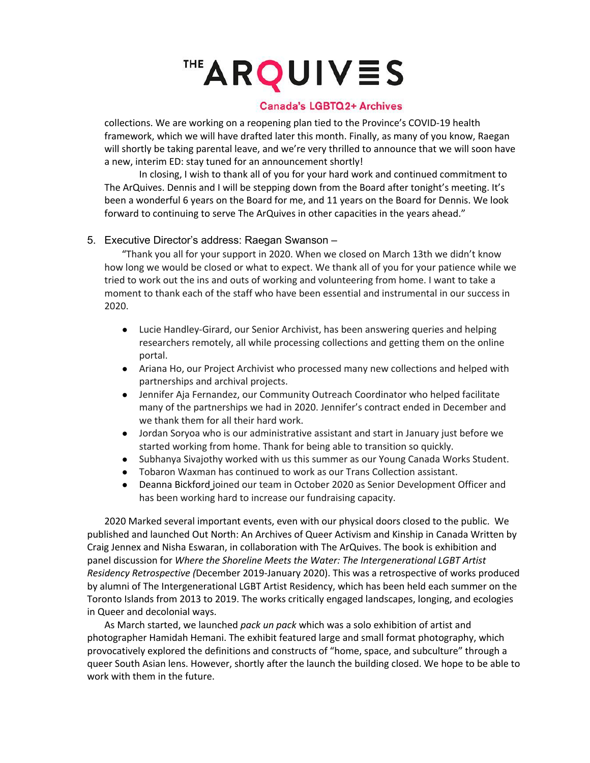collections. We are working on a reopening plan tied to the Province's COVID-19 health framework, which we will have drafted later this month. Finally, as many of you know, Raegan will shortly be taking parental leave, and we're very thrilled to announce that we will soon have a new, interim ED: stay tuned for an announcement shortly!

In closing, I wish to thank all of you for your hard work and continued commitment to The ArQuives. Dennis and I will be stepping down from the Board after tonight's meeting. It's been a wonderful 6 years on the Board for me, and 11 years on the Board for Dennis. We look forward to continuing to serve The ArQuives in other capacities in the years ahead."

5. Executive Director's address: Raegan Swanson –

"Thank you all for your support in 2020. When we closed on March 13th we didn't know how long we would be closed or what to expect. We thank all of you for your patience while we tried to work out the ins and outs of working and volunteering from home. I want to take a moment to thank each of the staff who have been essential and instrumental in our success in 2020.

- Lucie Handley-Girard, our Senior Archivist, has been answering queries and helping researchers remotely, all while processing collections and getting them on the online portal.
- Ariana Ho, our Project Archivist who processed many new collections and helped with partnerships and archival projects.
- Jennifer Aja Fernandez, our Community Outreach Coordinator who helped facilitate many of the partnerships we had in 2020. Jennifer's contract ended in December and we thank them for all their hard work.
- Jordan Soryoa who is our administrative assistant and start in January just before we started working from home. Thank for being able to transition so quickly.
- Subhanya Sivajothy worked with us this summer as our Young Canada Works Student.
- Tobaron Waxman has continued to work as our Trans Collection assistant.
- Deanna Bickford joined our team in October 2020 as Senior Development Officer and has been working hard to increase our fundraising capacity.

2020 Marked several important events, even with our physical doors closed to the public. We published and launched Out North: An Archives of Queer Activism and Kinship in Canada Written by Craig Jennex and Nisha Eswaran, in collaboration with The ArQuives. The book is exhibition and panel discussion for *Where the Shoreline Meets the Water: The Intergenerational LGBT Artist Residency Retrospective (*December 2019-January 2020). This was a retrospective of works produced by alumni of The Intergenerational LGBT Artist Residency, which has been held each summer on the Toronto Islands from 2013 to 2019. The works critically engaged landscapes, longing, and ecologies in Queer and decolonial ways.

As March started, we launched *pack un pack* which was a solo exhibition of artist and photographer Hamidah Hemani. The exhibit featured large and small format photography, which provocatively explored the definitions and constructs of "home, space, and subculture" through a queer South Asian lens. However, shortly after the launch the building closed. We hope to be able to work with them in the future.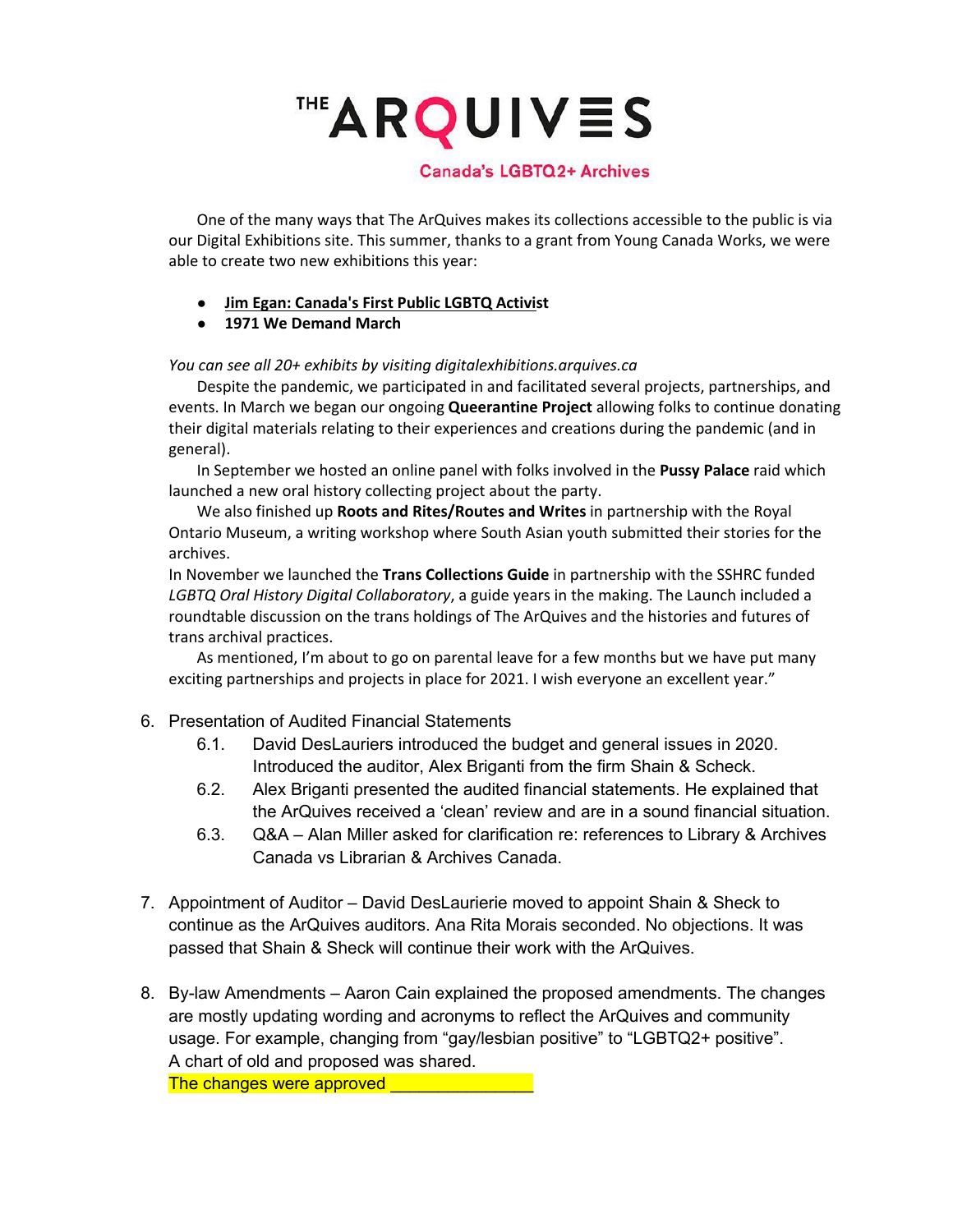# THE ARQUIVES

**Canada's LGBTQ2+ Archives**

One of the many ways that The ArQuives makes its collections accessible to the public is via our Digital Exhibitions site. This summer, thanks to a grant from Young Canada Works, we were able to create two new exhibitions this year:

- **Jim Egan: Canada's First Public LGBTQ Activist**
- **1971 We Demand March**

*You can see all 20+ exhibits by visiting digitalexhibitions.arquives.ca*

Despite the pandemic, we participated in and facilitated several projects, partnerships, and events. In March we began our ongoing **Queerantine Project** allowing folks to continue donating their digital materials relating to their experiences and creations during the pandemic (and in general).

In September we hosted an online panel with folks involved in the **Pussy Palace** raid which launched a new oral history collecting project about the party.

We also finished up **Roots and Rites/Routes and Writes** in partnership with the Royal Ontario Museum, a writing workshop where South Asian youth submitted their stories for the archives.

In November we launched the **Trans Collections Guide** in partnership with the SSHRC funded *LGBTQ Oral History Digital Collaboratory*, a guide years in the making. The Launch included a roundtable discussion on the trans holdings of The ArQuives and the histories and futures of trans archival practices.

As mentioned, I'm about to go on parental leave for a few months but we have put many exciting partnerships and projects in place for 2021. I wish everyone an excellent year."

6. Presentation of Audited Financial Statements
   - 6.1. David DesLauriers introduced the budget and general issues in 2020. Introduced the auditor, Alex Briganti from the firm Shain & Scheck.
   - 6.2. Alex Briganti presented the audited financial statements. He explained that the ArQuives received a 'clean' review and are in a sound financial situation.
   - 6.3. Q&A – Alan Miller asked for clarification re: references to Library & Archives Canada vs Librarian & Archives Canada.

7. Appointment of Auditor – David DesLaurierie moved to appoint Shain & Sheck to continue as the ArQuives auditors. Ana Rita Morais seconded. No objections. It was passed that Shain & Sheck will continue their work with the ArQuives.

8. By-law Amendments – Aaron Cain explained the proposed amendments. The changes are mostly updating wording and acronyms to reflect the ArQuives and community usage. For example, changing from "gay/lesbian positive" to "LGBTQ2+ positive". A chart of old and proposed was shared.
   The changes were approved _______________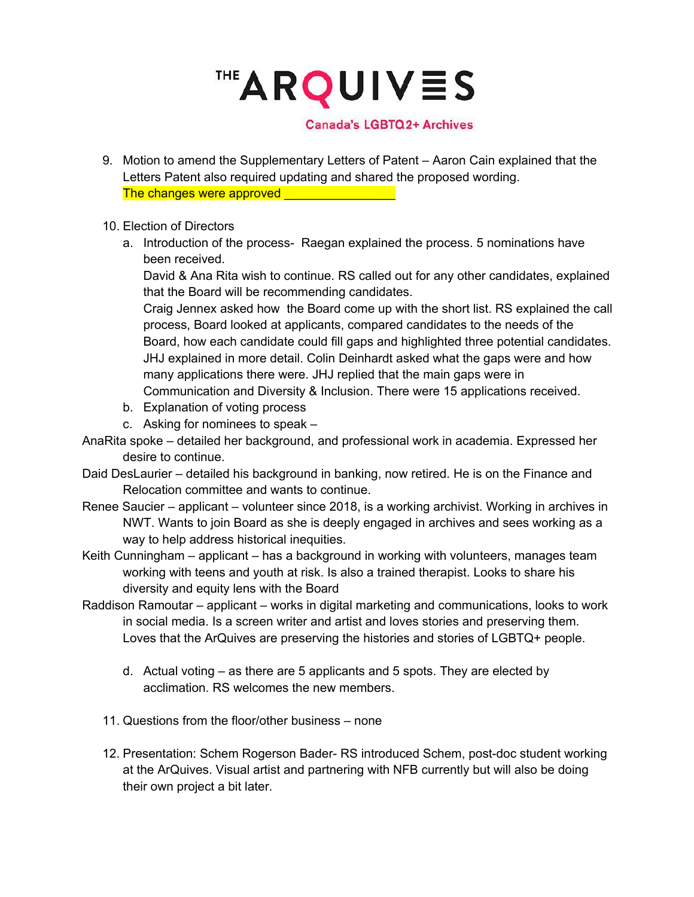9. Motion to amend the Supplementary Letters of Patent – Aaron Cain explained that the Letters Patent also required updating and shared the proposed wording.
   The changes were approved ________________

10. Election of Directors
    a. Introduction of the process- Raegan explained the process. 5 nominations have been received.
       David & Ana Rita wish to continue. RS called out for any other candidates, explained that the Board will be recommending candidates.
       Craig Jennex asked how the Board come up with the short list. RS explained the call process, Board looked at applicants, compared candidates to the needs of the Board, how each candidate could fill gaps and highlighted three potential candidates. JHJ explained in more detail. Colin Deinhardt asked what the gaps were and how many applications there were. JHJ replied that the main gaps were in Communication and Diversity & Inclusion. There were 15 applications received.
    b. Explanation of voting process
    c. Asking for nominees to speak –

AnaRita spoke – detailed her background, and professional work in academia. Expressed her desire to continue.

Daid DesLaurier – detailed his background in banking, now retired. He is on the Finance and Relocation committee and wants to continue.

Renee Saucier – applicant – volunteer since 2018, is a working archivist. Working in archives in NWT. Wants to join Board as she is deeply engaged in archives and sees working as a way to help address historical inequities.

Keith Cunningham – applicant – has a background in working with volunteers, manages team working with teens and youth at risk. Is also a trained therapist. Looks to share his diversity and equity lens with the Board

Raddison Ramoutar – applicant – works in digital marketing and communications, looks to work in social media. Is a screen writer and artist and loves stories and preserving them. Loves that the ArQuives are preserving the histories and stories of LGBTQ+ people.

    d. Actual voting – as there are 5 applicants and 5 spots. They are elected by acclimation. RS welcomes the new members.

11. Questions from the floor/other business – none

12. Presentation: Schem Rogerson Bader- RS introduced Schem, post-doc student working at the ArQuives. Visual artist and partnering with NFB currently but will also be doing their own project a bit later.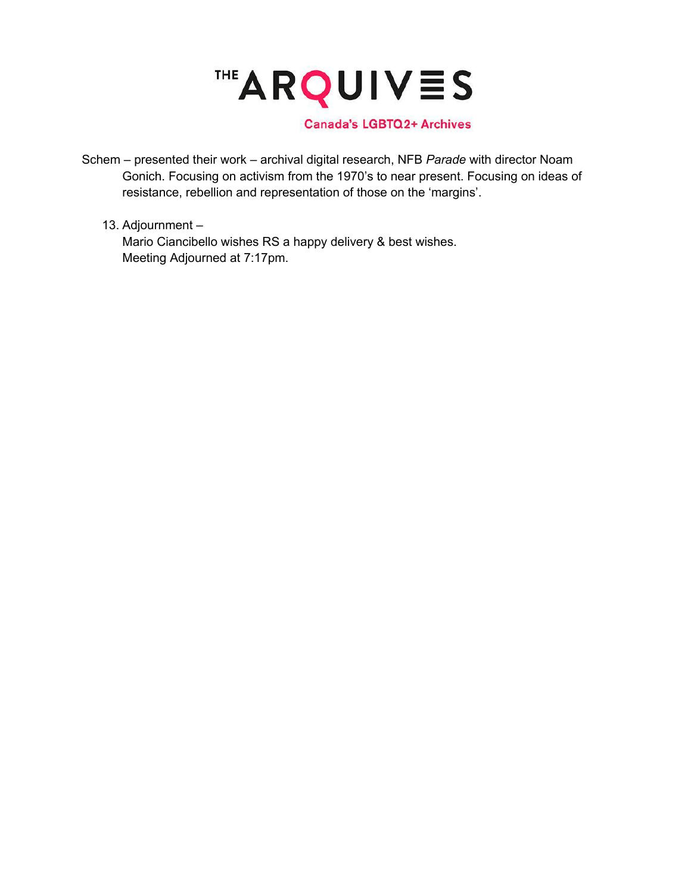Schem – presented their work – archival digital research, NFB *Parade* with director Noam Gonich. Focusing on activism from the 1970's to near present. Focusing on ideas of resistance, rebellion and representation of those on the 'margins'.

13. Adjournment –
    Mario Ciancibello wishes RS a happy delivery & best wishes.
    Meeting Adjourned at 7:17pm.